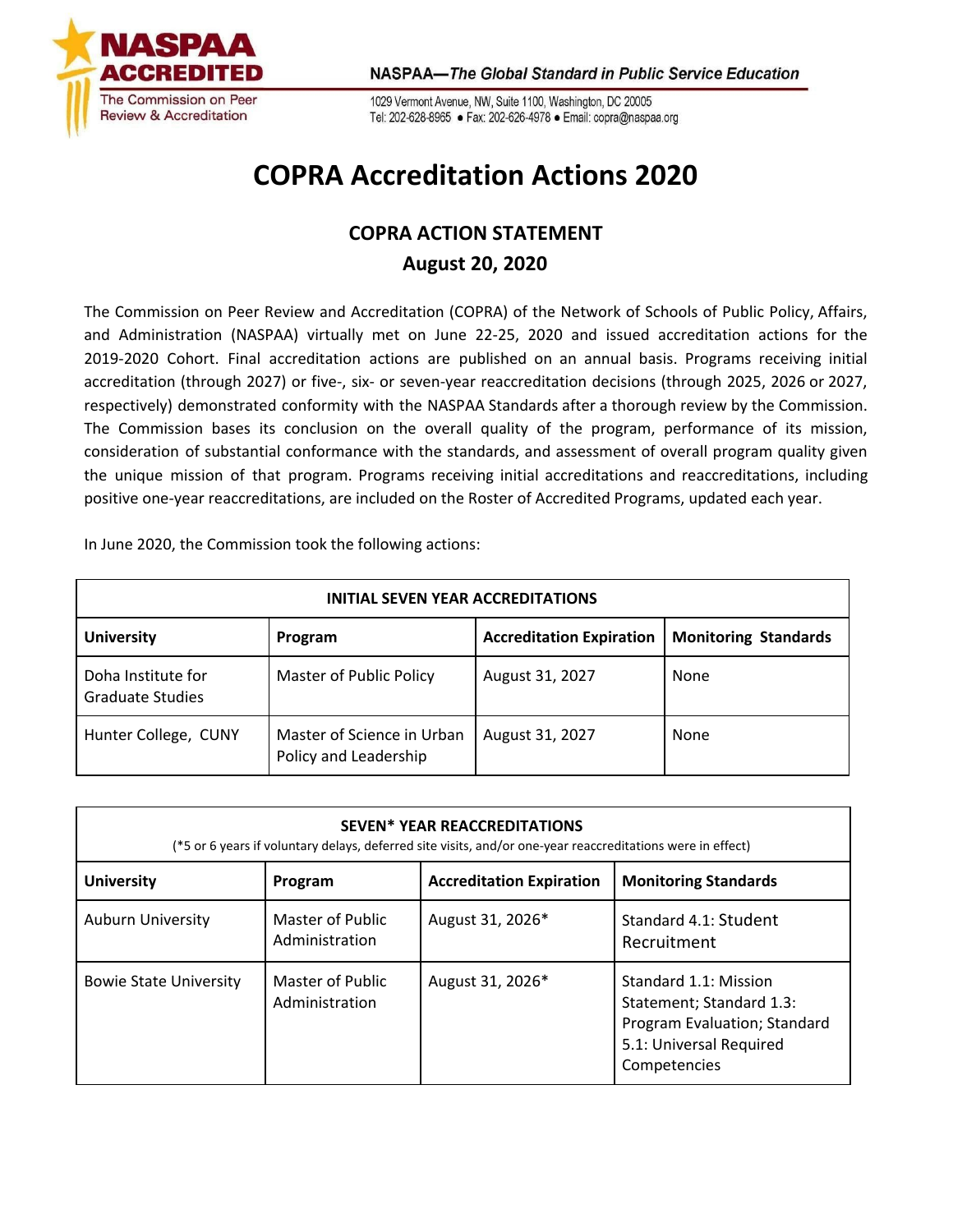# COPRA Accreditation Actions 2020

## COPRA ACTION STATEMENT

## August 20, 2020

The Commission on Peer Review and Accreditation (COPRA) of the Network of Schools of Public Policy, Affairs, and Administration (NASPAA) virtually met on June 22-25, 2020 and issued accreditation actions for the 2019-2020 Cohort. Final accreditation actions are published on an annual basis. Programs receiving initial accreditation (through 2027) or five-, six- or seven-year reaccreditation decisions (through 2025, 2026 or 2027, respectively) demonstrated conformity with the NASPAA Standards after a thorough review by the Commission. The Commission bases its conclusion on the overall quality of the program, performance of its mission, consideration of substantial conformance with the standards, and assessment of overall program quality given the unique mission of that program. Programs receiving initial accreditations and reaccreditations, including positive one-year reaccreditations, are included on the Roster of Accredited Programs, updated each year.

In June 2020, the Commission took the following actions:

| INITIAL SEVEN YEAR ACCREDITATIONS | | | |
|---|---|---|---|
| **University** | **Program** | **Accreditation Expiration** | **Monitoring Standards** |
| Doha Institute for Graduate Studies | Master of Public Policy | August 31, 2027 | None |
| Hunter College, CUNY | Master of Science in Urban Policy and Leadership | August 31, 2027 | None |

| SEVEN* YEAR REACCREDITATIONS (*5 or 6 years if voluntary delays, deferred site visits, and/or one-year reaccreditations were in effect) | | | |
|---|---|---|---|
| **University** | **Program** | **Accreditation Expiration** | **Monitoring Standards** |
| Auburn University | Master of Public Administration | August 31, 2026* | Standard 4.1: Student Recruitment |
| Bowie State University | Master of Public Administration | August 31, 2026* | Standard 1.1: Mission Statement; Standard 1.3: Program Evaluation; Standard 5.1: Universal Required Competencies |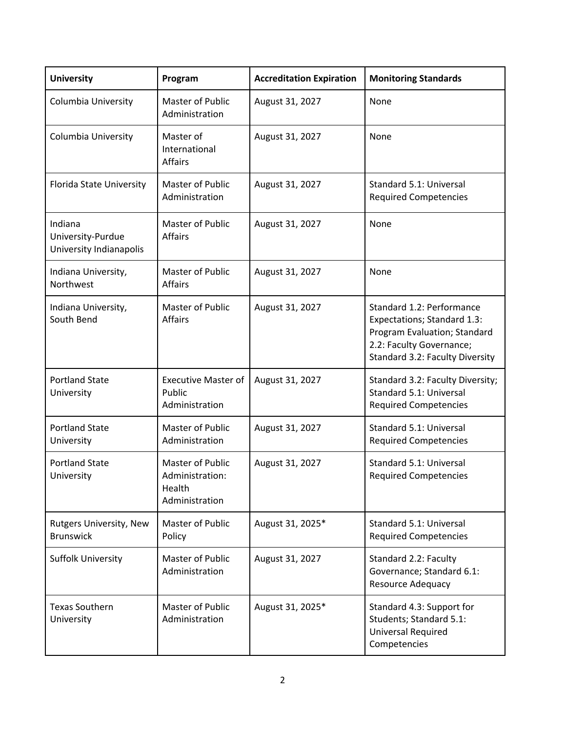| University | Program | Accreditation Expiration | Monitoring Standards |
| --- | --- | --- | --- |
| Columbia University | Master of Public Administration | August 31, 2027 | None |
| Columbia University | Master of International Affairs | August 31, 2027 | None |
| Florida State University | Master of Public Administration | August 31, 2027 | Standard 5.1: Universal Required Competencies |
| Indiana University-Purdue University Indianapolis | Master of Public Affairs | August 31, 2027 | None |
| Indiana University, Northwest | Master of Public Affairs | August 31, 2027 | None |
| Indiana University, South Bend | Master of Public Affairs | August 31, 2027 | Standard 1.2: Performance Expectations; Standard 1.3: Program Evaluation; Standard 2.2: Faculty Governance; Standard 3.2: Faculty Diversity |
| Portland State University | Executive Master of Public Administration | August 31, 2027 | Standard 3.2: Faculty Diversity; Standard 5.1: Universal Required Competencies |
| Portland State University | Master of Public Administration | August 31, 2027 | Standard 5.1: Universal Required Competencies |
| Portland State University | Master of Public Administration: Health Administration | August 31, 2027 | Standard 5.1: Universal Required Competencies |
| Rutgers University, New Brunswick | Master of Public Policy | August 31, 2025* | Standard 5.1: Universal Required Competencies |
| Suffolk University | Master of Public Administration | August 31, 2027 | Standard 2.2: Faculty Governance; Standard 6.1: Resource Adequacy |
| Texas Southern University | Master of Public Administration | August 31, 2025* | Standard 4.3: Support for Students; Standard 5.1: Universal Required Competencies |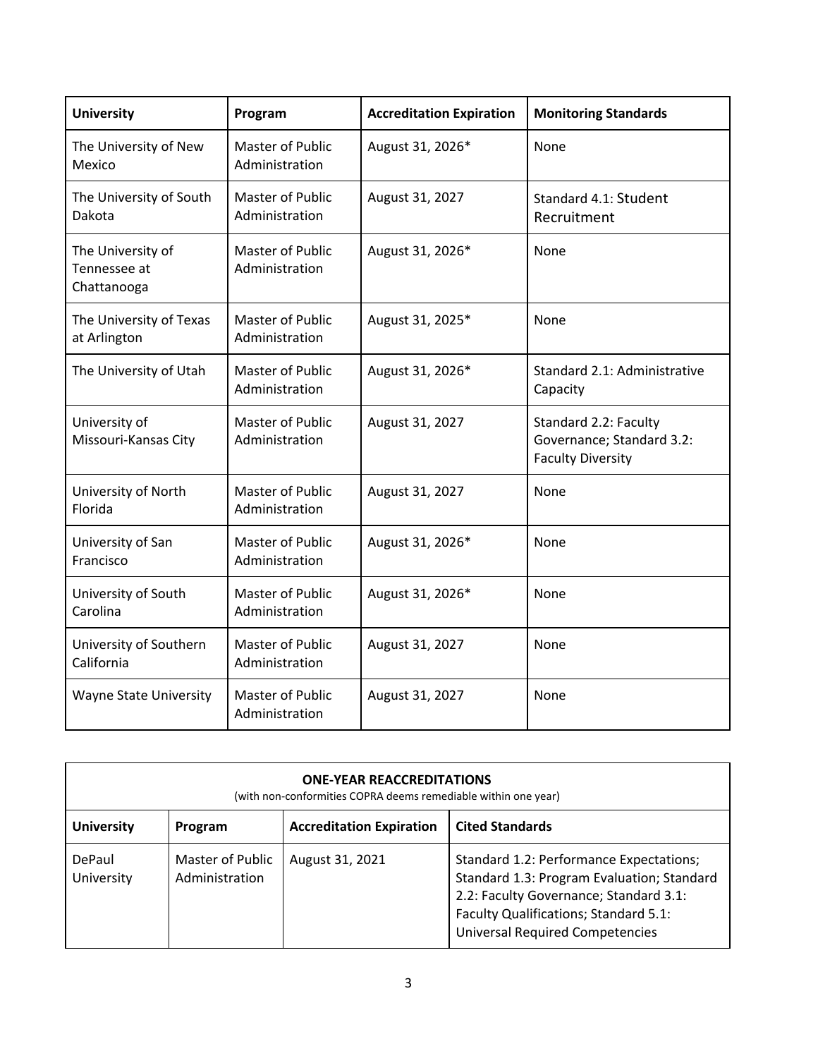| University | Program | Accreditation Expiration | Monitoring Standards |
|---|---|---|---|
| The University of New Mexico | Master of Public Administration | August 31, 2026* | None |
| The University of South Dakota | Master of Public Administration | August 31, 2027 | Standard 4.1: Student Recruitment |
| The University of Tennessee at Chattanooga | Master of Public Administration | August 31, 2026* | None |
| The University of Texas at Arlington | Master of Public Administration | August 31, 2025* | None |
| The University of Utah | Master of Public Administration | August 31, 2026* | Standard 2.1: Administrative Capacity |
| University of Missouri-Kansas City | Master of Public Administration | August 31, 2027 | Standard 2.2: Faculty Governance; Standard 3.2: Faculty Diversity |
| University of North Florida | Master of Public Administration | August 31, 2027 | None |
| University of San Francisco | Master of Public Administration | August 31, 2026* | None |
| University of South Carolina | Master of Public Administration | August 31, 2026* | None |
| University of Southern California | Master of Public Administration | August 31, 2027 | None |
| Wayne State University | Master of Public Administration | August 31, 2027 | None |

| **ONE-YEAR REACCREDITATIONS** (with non-conformities COPRA deems remediable within one year) | | | |
|---|---|---|---|
| University | Program | Accreditation Expiration | Cited Standards |
| DePaul University | Master of Public Administration | August 31, 2021 | Standard 1.2: Performance Expectations; Standard 1.3: Program Evaluation; Standard 2.2: Faculty Governance; Standard 3.1: Faculty Qualifications; Standard 5.1: Universal Required Competencies |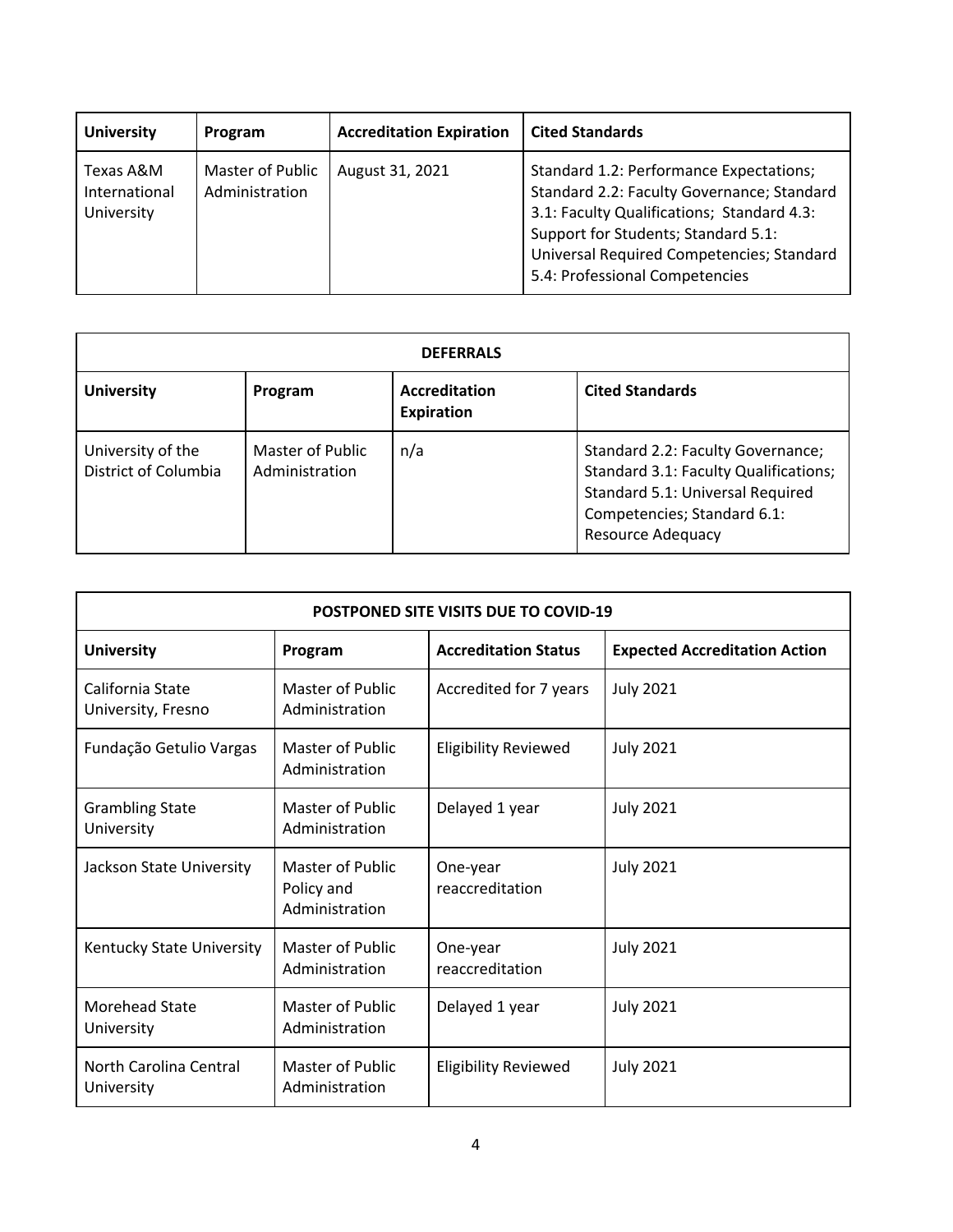| University | Program | Accreditation Expiration | Cited Standards |
|---|---|---|---|
| Texas A&M International University | Master of Public Administration | August 31, 2021 | Standard 1.2: Performance Expectations; Standard 2.2: Faculty Governance; Standard 3.1: Faculty Qualifications; Standard 4.3: Support for Students; Standard 5.1: Universal Required Competencies; Standard 5.4: Professional Competencies |

| DEFERRALS | | | |
|---|---|---|---|
| **University** | **Program** | **Accreditation Expiration** | **Cited Standards** |
| University of the District of Columbia | Master of Public Administration | n/a | Standard 2.2: Faculty Governance; Standard 3.1: Faculty Qualifications; Standard 5.1: Universal Required Competencies; Standard 6.1: Resource Adequacy |

| POSTPONED SITE VISITS DUE TO COVID-19 | | | |
|---|---|---|---|
| **University** | **Program** | **Accreditation Status** | **Expected Accreditation Action** |
| California State University, Fresno | Master of Public Administration | Accredited for 7 years | July 2021 |
| Fundação Getulio Vargas | Master of Public Administration | Eligibility Reviewed | July 2021 |
| Grambling State University | Master of Public Administration | Delayed 1 year | July 2021 |
| Jackson State University | Master of Public Policy and Administration | One-year reaccreditation | July 2021 |
| Kentucky State University | Master of Public Administration | One-year reaccreditation | July 2021 |
| Morehead State University | Master of Public Administration | Delayed 1 year | July 2021 |
| North Carolina Central University | Master of Public Administration | Eligibility Reviewed | July 2021 |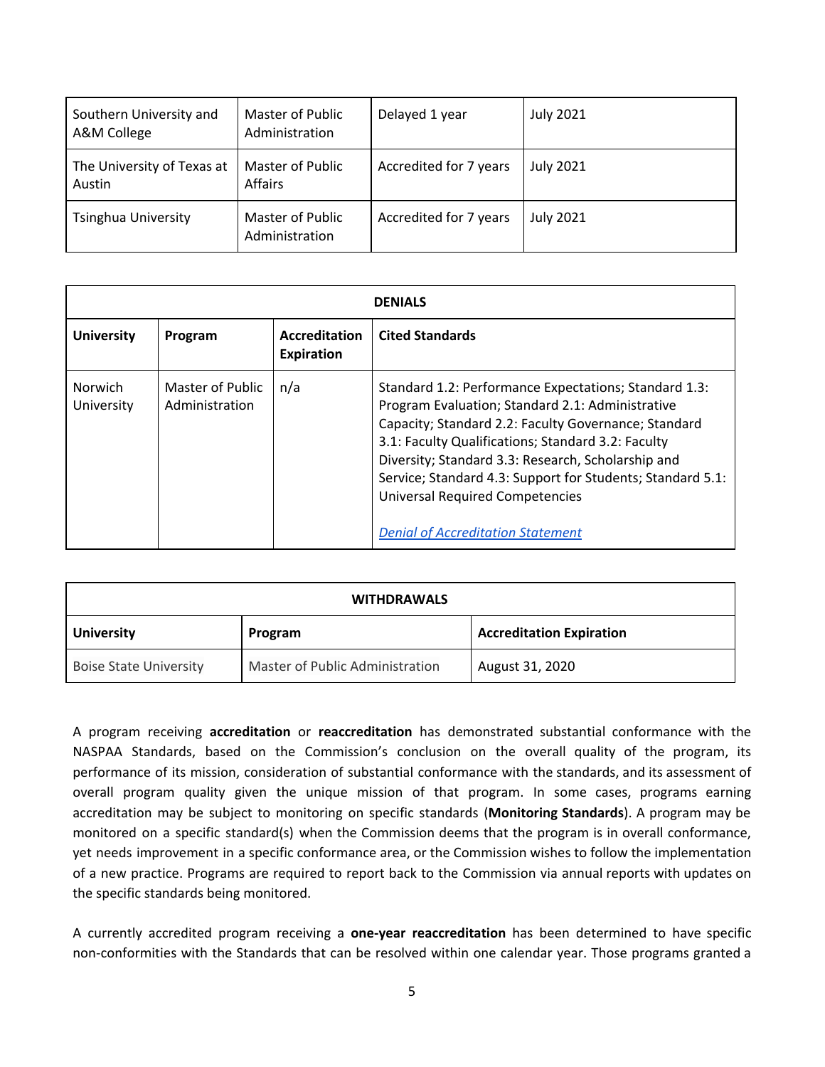| | | | |
|---|---|---|---|
| Southern University and A&M College | Master of Public Administration | Delayed 1 year | July 2021 |
| The University of Texas at Austin | Master of Public Affairs | Accredited for 7 years | July 2021 |
| Tsinghua University | Master of Public Administration | Accredited for 7 years | July 2021 |

| **DENIALS** | | | |
|---|---|---|---|
| **University** | **Program** | **Accreditation Expiration** | **Cited Standards** |
| Norwich University | Master of Public Administration | n/a | Standard 1.2: Performance Expectations; Standard 1.3: Program Evaluation; Standard 2.1: Administrative Capacity; Standard 2.2: Faculty Governance; Standard 3.1: Faculty Qualifications; Standard 3.2: Faculty Diversity; Standard 3.3: Research, Scholarship and Service; Standard 4.3: Support for Students; Standard 5.1: Universal Required Competencies<br><br>*Denial of Accreditation Statement* |

| **WITHDRAWALS** | | |
|---|---|---|
| **University** | **Program** | **Accreditation Expiration** |
| Boise State University | Master of Public Administration | August 31, 2020 |

A program receiving **accreditation** or **reaccreditation** has demonstrated substantial conformance with the NASPAA Standards, based on the Commission's conclusion on the overall quality of the program, its performance of its mission, consideration of substantial conformance with the standards, and its assessment of overall program quality given the unique mission of that program. In some cases, programs earning accreditation may be subject to monitoring on specific standards (**Monitoring Standards**). A program may be monitored on a specific standard(s) when the Commission deems that the program is in overall conformance, yet needs improvement in a specific conformance area, or the Commission wishes to follow the implementation of a new practice. Programs are required to report back to the Commission via annual reports with updates on the specific standards being monitored.

A currently accredited program receiving a **one-year reaccreditation** has been determined to have specific non-conformities with the Standards that can be resolved within one calendar year. Those programs granted a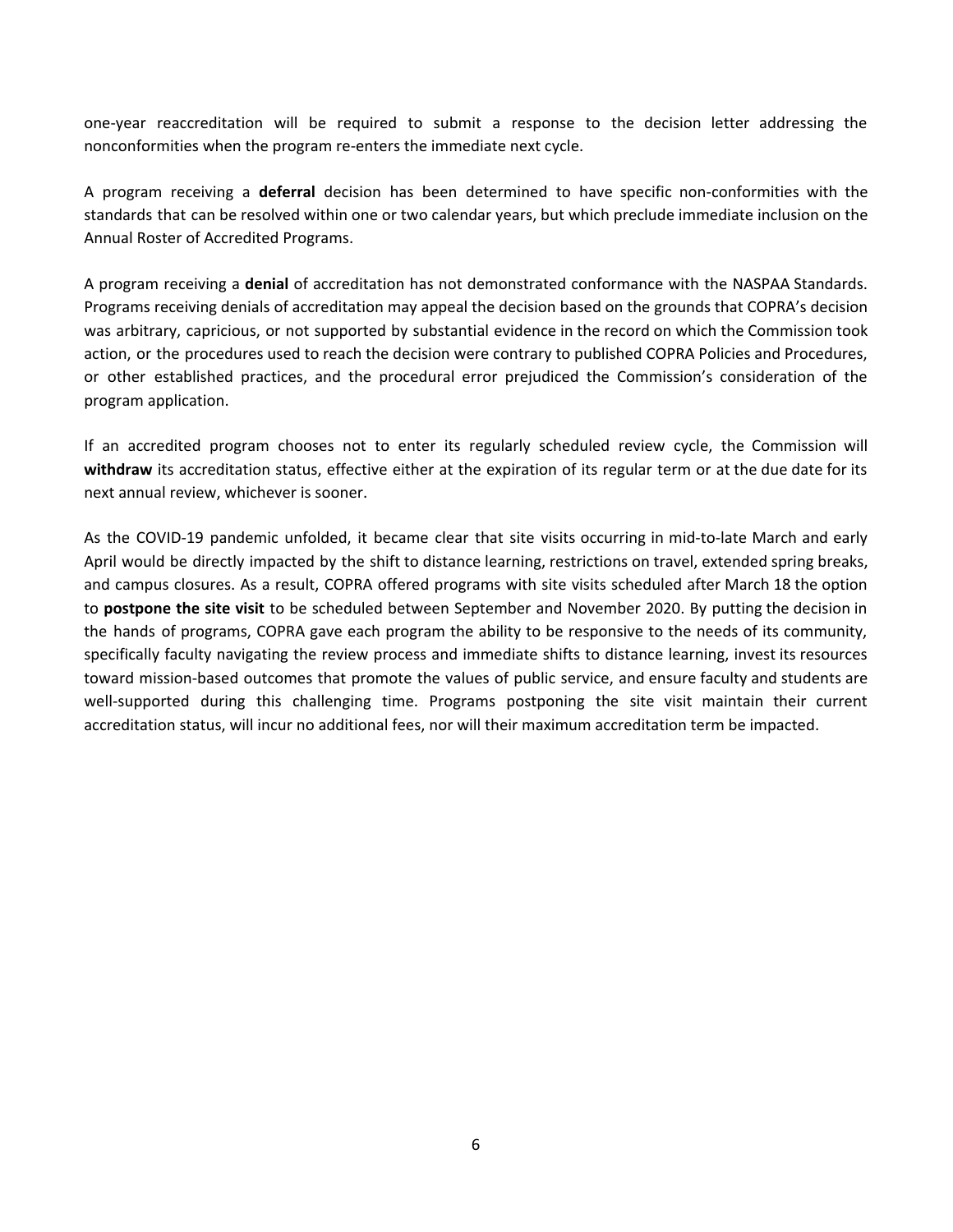one-year reaccreditation will be required to submit a response to the decision letter addressing the nonconformities when the program re-enters the immediate next cycle.

A program receiving a **deferral** decision has been determined to have specific non-conformities with the standards that can be resolved within one or two calendar years, but which preclude immediate inclusion on the Annual Roster of Accredited Programs.

A program receiving a **denial** of accreditation has not demonstrated conformance with the NASPAA Standards. Programs receiving denials of accreditation may appeal the decision based on the grounds that COPRA's decision was arbitrary, capricious, or not supported by substantial evidence in the record on which the Commission took action, or the procedures used to reach the decision were contrary to published COPRA Policies and Procedures, or other established practices, and the procedural error prejudiced the Commission's consideration of the program application.

If an accredited program chooses not to enter its regularly scheduled review cycle, the Commission will **withdraw** its accreditation status, effective either at the expiration of its regular term or at the due date for its next annual review, whichever is sooner.

As the COVID-19 pandemic unfolded, it became clear that site visits occurring in mid-to-late March and early April would be directly impacted by the shift to distance learning, restrictions on travel, extended spring breaks, and campus closures. As a result, COPRA offered programs with site visits scheduled after March 18 the option to **postpone the site visit** to be scheduled between September and November 2020. By putting the decision in the hands of programs, COPRA gave each program the ability to be responsive to the needs of its community, specifically faculty navigating the review process and immediate shifts to distance learning, invest its resources toward mission-based outcomes that promote the values of public service, and ensure faculty and students are well-supported during this challenging time. Programs postponing the site visit maintain their current accreditation status, will incur no additional fees, nor will their maximum accreditation term be impacted.